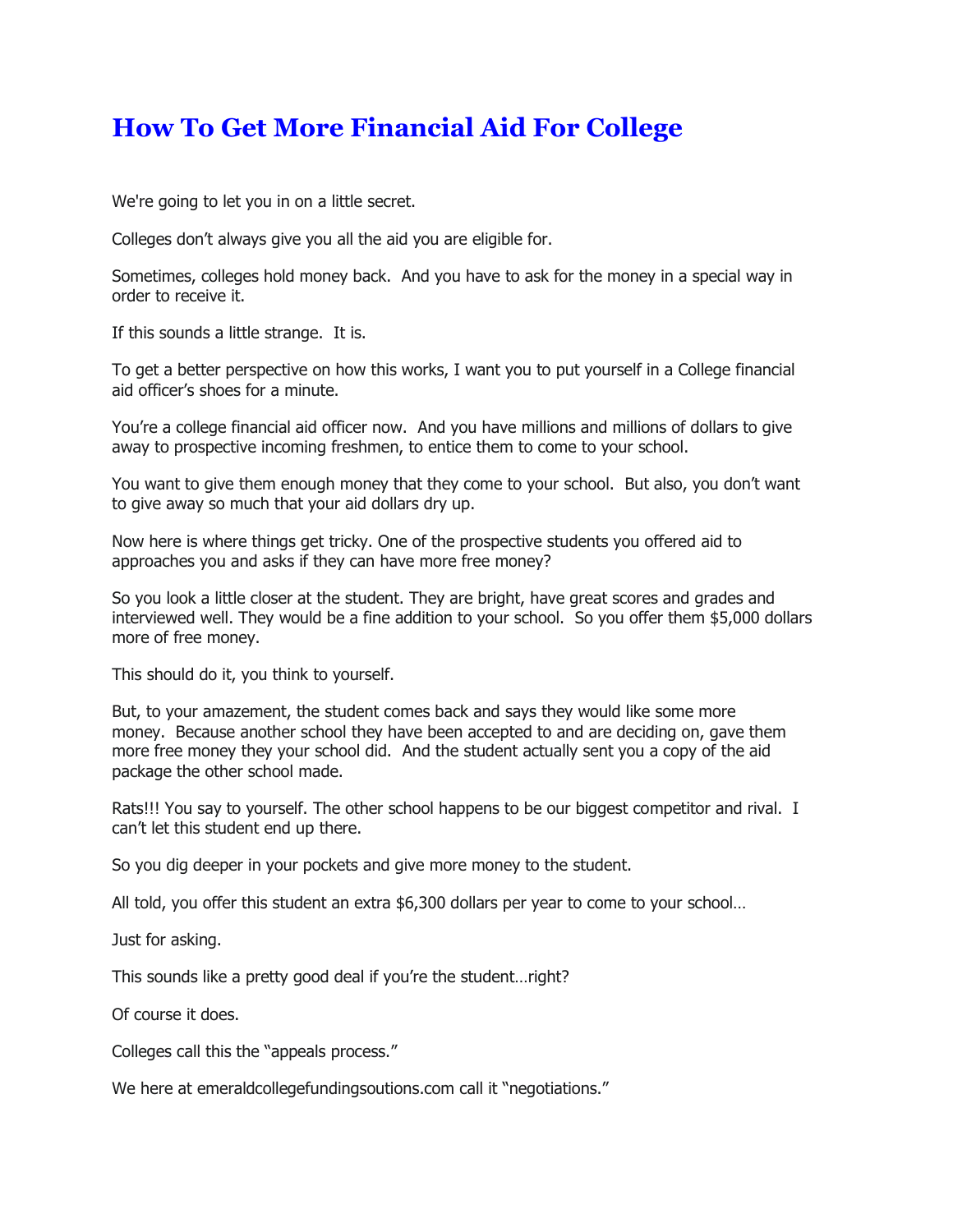# How To Get More Financial Aid For College

We're going to let you in on a little secret.

Colleges don't always give you all the aid you are eligible for.

Sometimes, colleges hold money back. And you have to ask for the money in a special way in order to receive it.

If this sounds a little strange. It is.

To get a better perspective on how this works, I want you to put yourself in a College financial aid officer's shoes for a minute.

You're a college financial aid officer now. And you have millions and millions of dollars to give away to prospective incoming freshmen, to entice them to come to your school.

You want to give them enough money that they come to your school. But also, you don't want to give away so much that your aid dollars dry up.

Now here is where things get tricky. One of the prospective students you offered aid to approaches you and asks if they can have more free money?

So you look a little closer at the student. They are bright, have great scores and grades and interviewed well. They would be a fine addition to your school. So you offer them $5,000 dollars more of free money.

This should do it, you think to yourself.

But, to your amazement, the student comes back and says they would like some more money. Because another school they have been accepted to and are deciding on, gave them more free money they your school did. And the student actually sent you a copy of the aid package the other school made.

Rats!!! You say to yourself. The other school happens to be our biggest competitor and rival. I can't let this student end up there.

So you dig deeper in your pockets and give more money to the student.

All told, you offer this student an extra $6,300 dollars per year to come to your school…

Just for asking.

This sounds like a pretty good deal if you're the student…right?

Of course it does.

Colleges call this the "appeals process."

We here at emeraldcollegefundingsoutions.com call it "negotiations."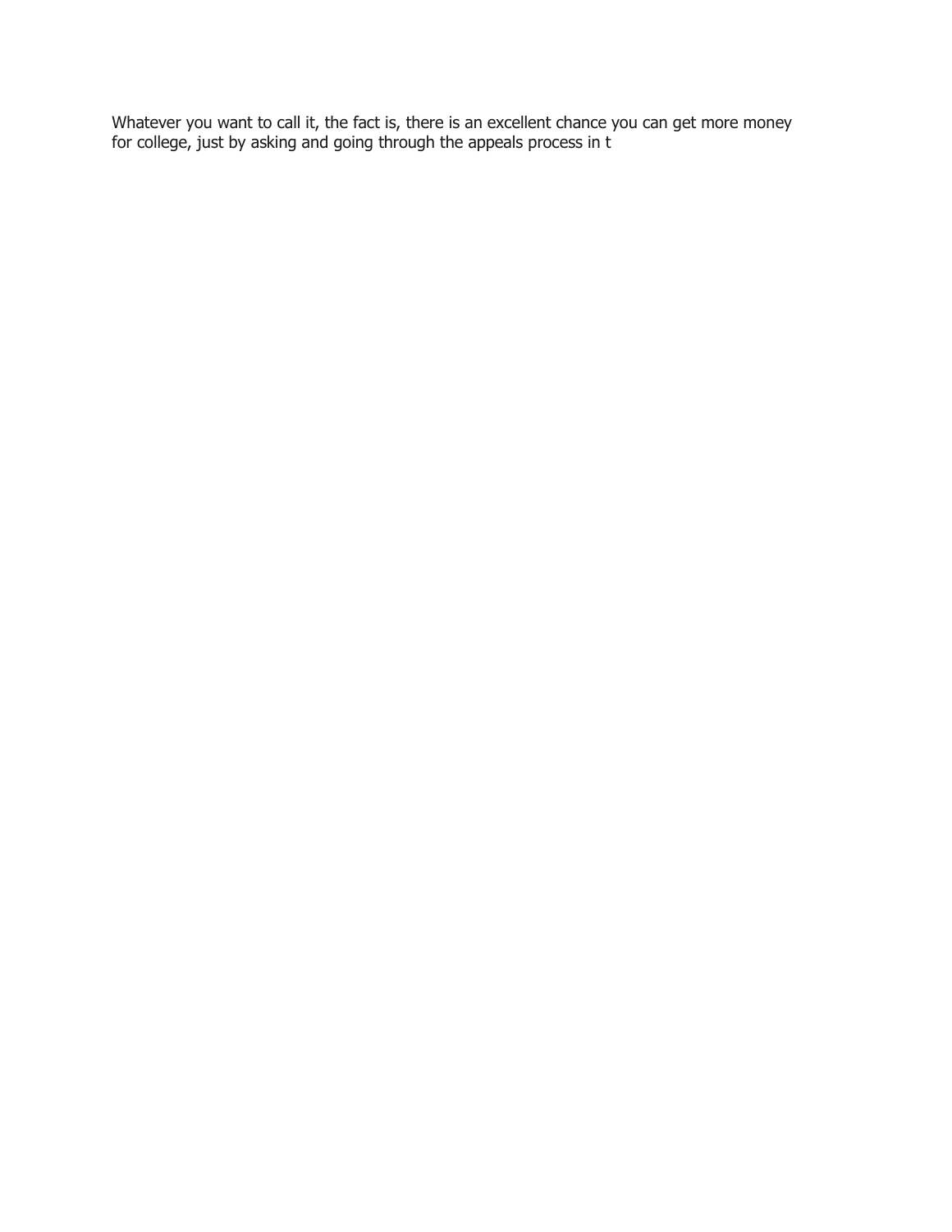Whatever you want to call it, the fact is, there is an excellent chance you can get more money for college, just by asking and going through the appeals process in t